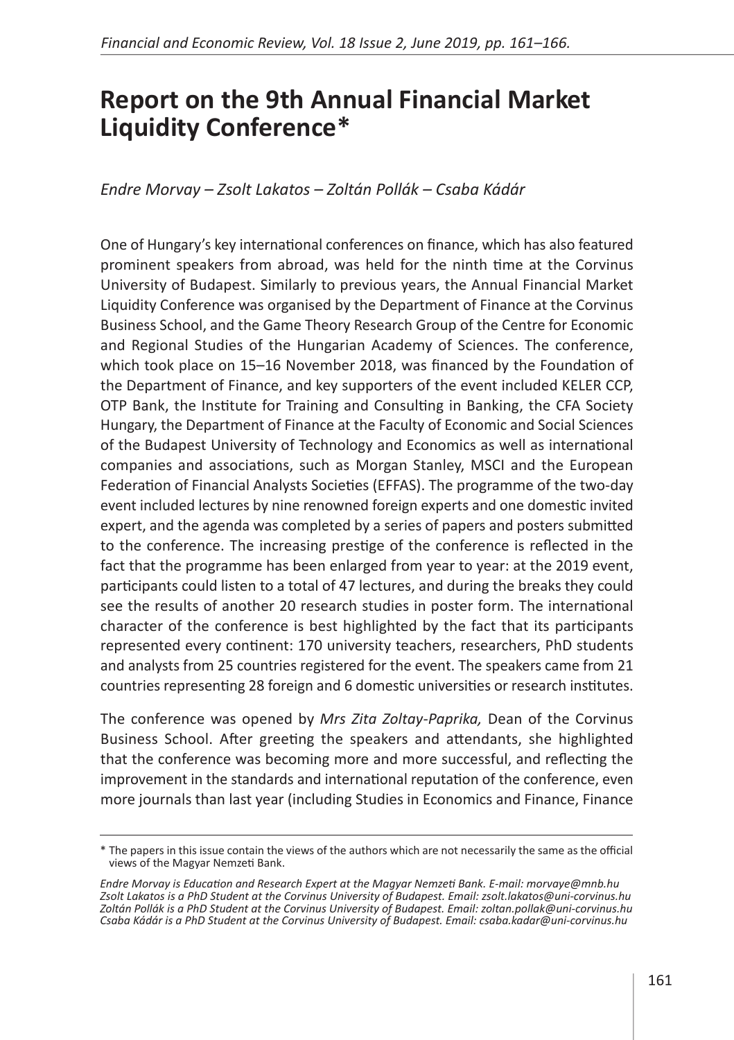# Report on the 9th Annual Financial Market Liquidity Conference*

*Endre Morvay – Zsolt Lakatos – Zoltán Pollák – Csaba Kádár*

One of Hungary's key international conferences on finance, which has also featured prominent speakers from abroad, was held for the ninth time at the Corvinus University of Budapest. Similarly to previous years, the Annual Financial Market Liquidity Conference was organised by the Department of Finance at the Corvinus Business School, and the Game Theory Research Group of the Centre for Economic and Regional Studies of the Hungarian Academy of Sciences. The conference, which took place on 15–16 November 2018, was financed by the Foundation of the Department of Finance, and key supporters of the event included KELER CCP, OTP Bank, the Institute for Training and Consulting in Banking, the CFA Society Hungary, the Department of Finance at the Faculty of Economic and Social Sciences of the Budapest University of Technology and Economics as well as international companies and associations, such as Morgan Stanley, MSCI and the European Federation of Financial Analysts Societies (EFFAS). The programme of the two-day event included lectures by nine renowned foreign experts and one domestic invited expert, and the agenda was completed by a series of papers and posters submitted to the conference. The increasing prestige of the conference is reflected in the fact that the programme has been enlarged from year to year: at the 2019 event, participants could listen to a total of 47 lectures, and during the breaks they could see the results of another 20 research studies in poster form. The international character of the conference is best highlighted by the fact that its participants represented every continent: 170 university teachers, researchers, PhD students and analysts from 25 countries registered for the event. The speakers came from 21 countries representing 28 foreign and 6 domestic universities or research institutes.

The conference was opened by *Mrs Zita Zoltay-Paprika,* Dean of the Corvinus Business School. After greeting the speakers and attendants, she highlighted that the conference was becoming more and more successful, and reflecting the improvement in the standards and international reputation of the conference, even more journals than last year (including Studies in Economics and Finance, Finance

---

\* The papers in this issue contain the views of the authors which are not necessarily the same as the official views of the Magyar Nemzeti Bank.

*Endre Morvay is Education and Research Expert at the Magyar Nemzeti Bank. E-mail: morvaye@mnb.hu*
*Zsolt Lakatos is a PhD Student at the Corvinus University of Budapest. Email: zsolt.lakatos@uni-corvinus.hu*
*Zoltán Pollák is a PhD Student at the Corvinus University of Budapest. Email: zoltan.pollak@uni-corvinus.hu*
*Csaba Kádár is a PhD Student at the Corvinus University of Budapest. Email: csaba.kadar@uni-corvinus.hu*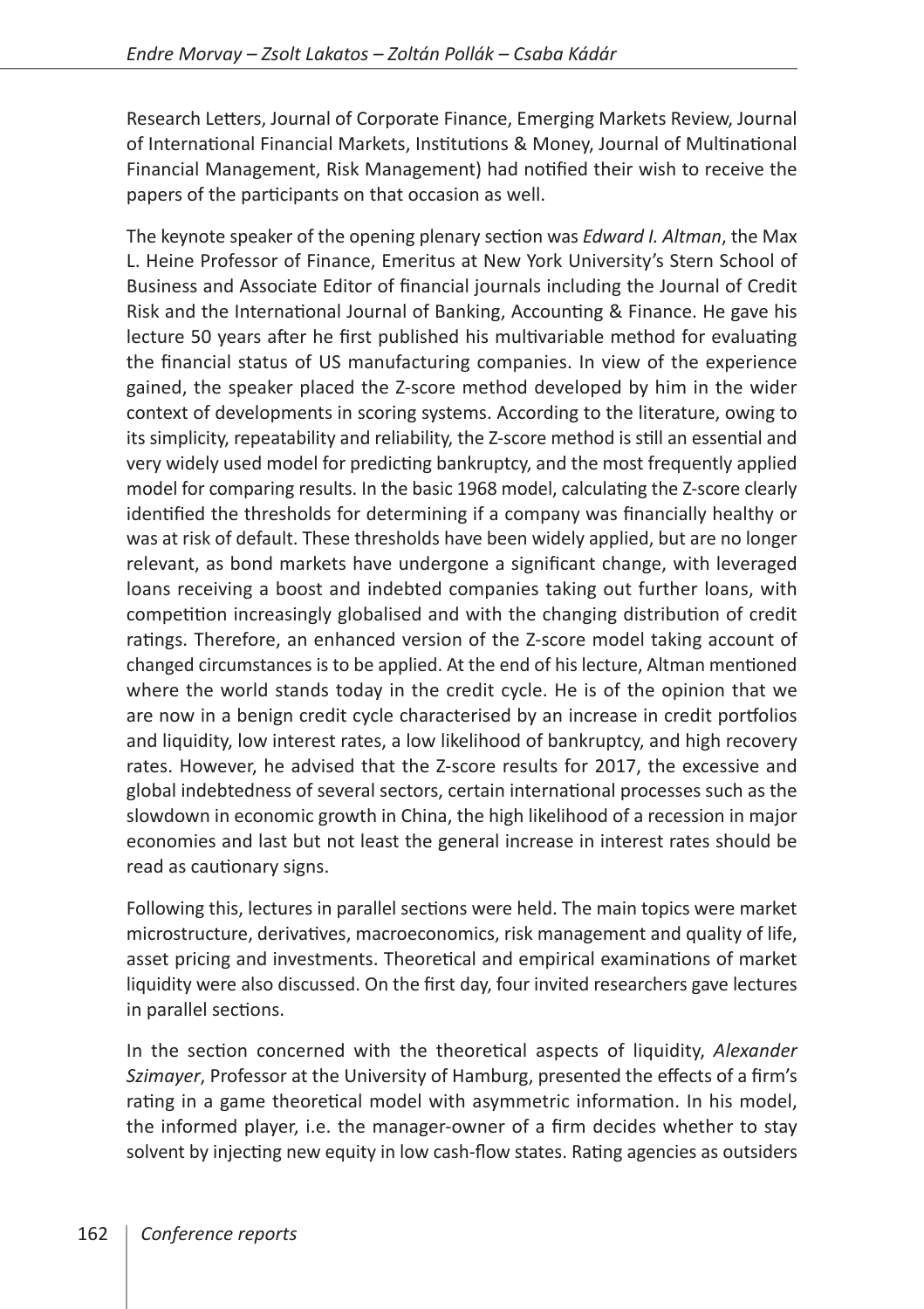Research Letters, Journal of Corporate Finance, Emerging Markets Review, Journal of International Financial Markets, Institutions & Money, Journal of Multinational Financial Management, Risk Management) had notified their wish to receive the papers of the participants on that occasion as well.

The keynote speaker of the opening plenary section was *Edward I. Altman*, the Max L. Heine Professor of Finance, Emeritus at New York University's Stern School of Business and Associate Editor of financial journals including the Journal of Credit Risk and the International Journal of Banking, Accounting & Finance. He gave his lecture 50 years after he first published his multivariable method for evaluating the financial status of US manufacturing companies. In view of the experience gained, the speaker placed the Z-score method developed by him in the wider context of developments in scoring systems. According to the literature, owing to its simplicity, repeatability and reliability, the Z-score method is still an essential and very widely used model for predicting bankruptcy, and the most frequently applied model for comparing results. In the basic 1968 model, calculating the Z-score clearly identified the thresholds for determining if a company was financially healthy or was at risk of default. These thresholds have been widely applied, but are no longer relevant, as bond markets have undergone a significant change, with leveraged loans receiving a boost and indebted companies taking out further loans, with competition increasingly globalised and with the changing distribution of credit ratings. Therefore, an enhanced version of the Z-score model taking account of changed circumstances is to be applied. At the end of his lecture, Altman mentioned where the world stands today in the credit cycle. He is of the opinion that we are now in a benign credit cycle characterised by an increase in credit portfolios and liquidity, low interest rates, a low likelihood of bankruptcy, and high recovery rates. However, he advised that the Z-score results for 2017, the excessive and global indebtedness of several sectors, certain international processes such as the slowdown in economic growth in China, the high likelihood of a recession in major economies and last but not least the general increase in interest rates should be read as cautionary signs.

Following this, lectures in parallel sections were held. The main topics were market microstructure, derivatives, macroeconomics, risk management and quality of life, asset pricing and investments. Theoretical and empirical examinations of market liquidity were also discussed. On the first day, four invited researchers gave lectures in parallel sections.

In the section concerned with the theoretical aspects of liquidity, *Alexander Szimayer*, Professor at the University of Hamburg, presented the effects of a firm's rating in a game theoretical model with asymmetric information. In his model, the informed player, i.e. the manager-owner of a firm decides whether to stay solvent by injecting new equity in low cash-flow states. Rating agencies as outsiders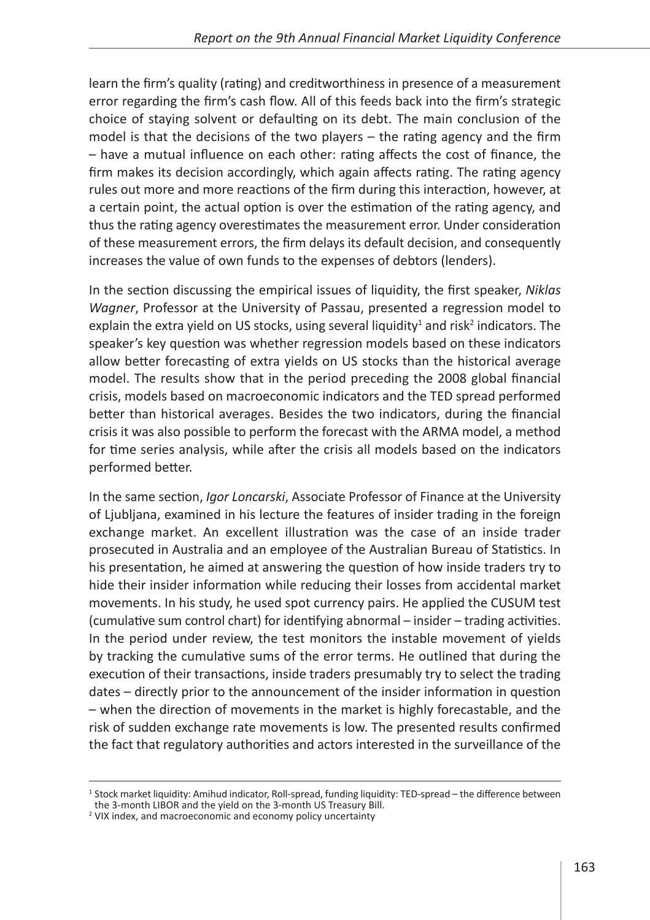learn the firm's quality (rating) and creditworthiness in presence of a measurement error regarding the firm's cash flow. All of this feeds back into the firm's strategic choice of staying solvent or defaulting on its debt. The main conclusion of the model is that the decisions of the two players – the rating agency and the firm – have a mutual influence on each other: rating affects the cost of finance, the firm makes its decision accordingly, which again affects rating. The rating agency rules out more and more reactions of the firm during this interaction, however, at a certain point, the actual option is over the estimation of the rating agency, and thus the rating agency overestimates the measurement error. Under consideration of these measurement errors, the firm delays its default decision, and consequently increases the value of own funds to the expenses of debtors (lenders).

In the section discussing the empirical issues of liquidity, the first speaker, *Niklas Wagner*, Professor at the University of Passau, presented a regression model to explain the extra yield on US stocks, using several liquidity[1] and risk[2] indicators. The speaker's key question was whether regression models based on these indicators allow better forecasting of extra yields on US stocks than the historical average model. The results show that in the period preceding the 2008 global financial crisis, models based on macroeconomic indicators and the TED spread performed better than historical averages. Besides the two indicators, during the financial crisis it was also possible to perform the forecast with the ARMA model, a method for time series analysis, while after the crisis all models based on the indicators performed better.

In the same section, *Igor Loncarski*, Associate Professor of Finance at the University of Ljubljana, examined in his lecture the features of insider trading in the foreign exchange market. An excellent illustration was the case of an inside trader prosecuted in Australia and an employee of the Australian Bureau of Statistics. In his presentation, he aimed at answering the question of how inside traders try to hide their insider information while reducing their losses from accidental market movements. In his study, he used spot currency pairs. He applied the CUSUM test (cumulative sum control chart) for identifying abnormal – insider – trading activities. In the period under review, the test monitors the instable movement of yields by tracking the cumulative sums of the error terms. He outlined that during the execution of their transactions, inside traders presumably try to select the trading dates – directly prior to the announcement of the insider information in question – when the direction of movements in the market is highly forecastable, and the risk of sudden exchange rate movements is low. The presented results confirmed the fact that regulatory authorities and actors interested in the surveillance of the

[1] Stock market liquidity: Amihud indicator, Roll-spread, funding liquidity: TED-spread – the difference between the 3-month LIBOR and the yield on the 3-month US Treasury Bill.

[2] VIX index, and macroeconomic and economy policy uncertainty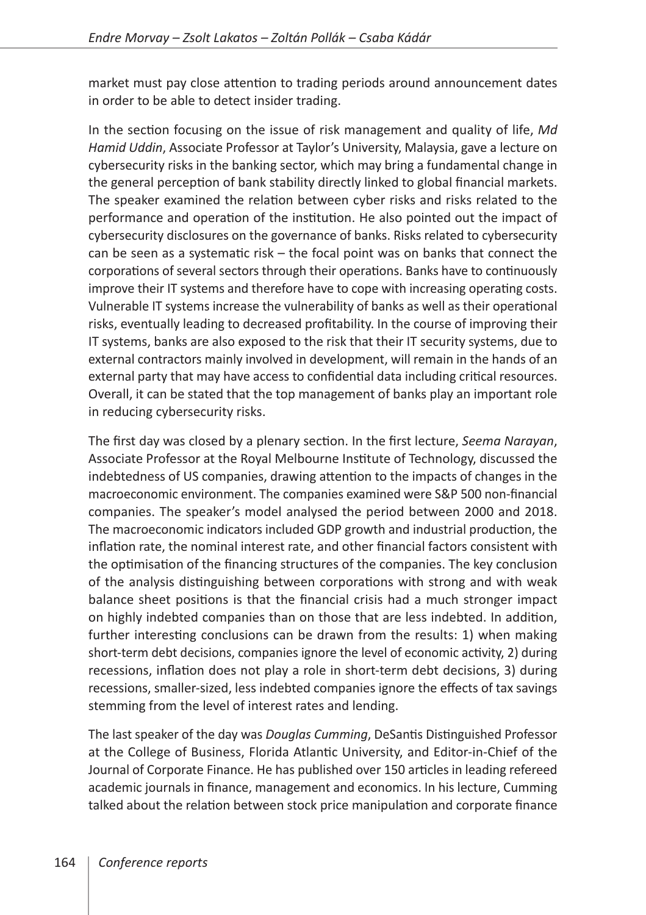market must pay close attention to trading periods around announcement dates in order to be able to detect insider trading.

In the section focusing on the issue of risk management and quality of life, *Md Hamid Uddin*, Associate Professor at Taylor's University, Malaysia, gave a lecture on cybersecurity risks in the banking sector, which may bring a fundamental change in the general perception of bank stability directly linked to global financial markets. The speaker examined the relation between cyber risks and risks related to the performance and operation of the institution. He also pointed out the impact of cybersecurity disclosures on the governance of banks. Risks related to cybersecurity can be seen as a systematic risk – the focal point was on banks that connect the corporations of several sectors through their operations. Banks have to continuously improve their IT systems and therefore have to cope with increasing operating costs. Vulnerable IT systems increase the vulnerability of banks as well as their operational risks, eventually leading to decreased profitability. In the course of improving their IT systems, banks are also exposed to the risk that their IT security systems, due to external contractors mainly involved in development, will remain in the hands of an external party that may have access to confidential data including critical resources. Overall, it can be stated that the top management of banks play an important role in reducing cybersecurity risks.

The first day was closed by a plenary section. In the first lecture, *Seema Narayan*, Associate Professor at the Royal Melbourne Institute of Technology, discussed the indebtedness of US companies, drawing attention to the impacts of changes in the macroeconomic environment. The companies examined were S&P 500 non-financial companies. The speaker's model analysed the period between 2000 and 2018. The macroeconomic indicators included GDP growth and industrial production, the inflation rate, the nominal interest rate, and other financial factors consistent with the optimisation of the financing structures of the companies. The key conclusion of the analysis distinguishing between corporations with strong and with weak balance sheet positions is that the financial crisis had a much stronger impact on highly indebted companies than on those that are less indebted. In addition, further interesting conclusions can be drawn from the results: 1) when making short-term debt decisions, companies ignore the level of economic activity, 2) during recessions, inflation does not play a role in short-term debt decisions, 3) during recessions, smaller-sized, less indebted companies ignore the effects of tax savings stemming from the level of interest rates and lending.

The last speaker of the day was *Douglas Cumming*, DeSantis Distinguished Professor at the College of Business, Florida Atlantic University, and Editor-in-Chief of the Journal of Corporate Finance. He has published over 150 articles in leading refereed academic journals in finance, management and economics. In his lecture, Cumming talked about the relation between stock price manipulation and corporate finance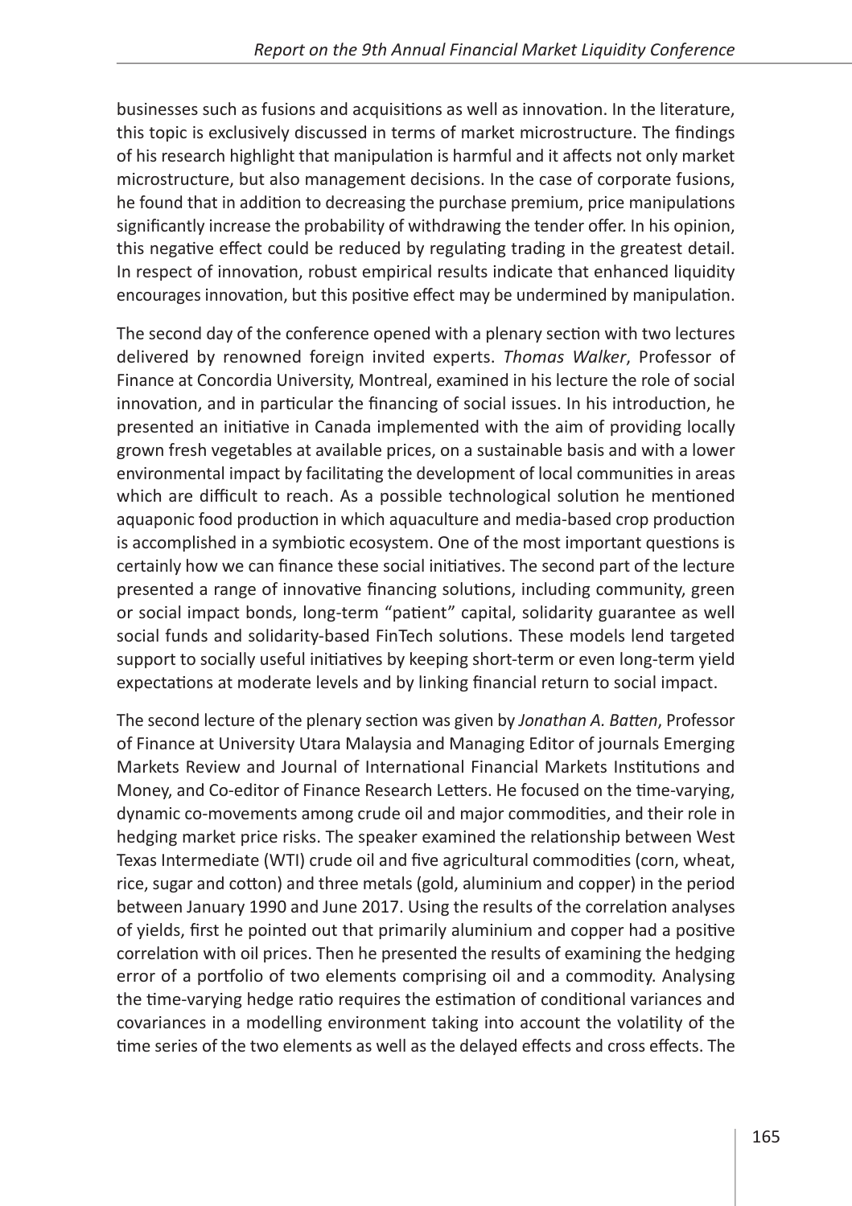businesses such as fusions and acquisitions as well as innovation. In the literature, this topic is exclusively discussed in terms of market microstructure. The findings of his research highlight that manipulation is harmful and it affects not only market microstructure, but also management decisions. In the case of corporate fusions, he found that in addition to decreasing the purchase premium, price manipulations significantly increase the probability of withdrawing the tender offer. In his opinion, this negative effect could be reduced by regulating trading in the greatest detail. In respect of innovation, robust empirical results indicate that enhanced liquidity encourages innovation, but this positive effect may be undermined by manipulation.

The second day of the conference opened with a plenary section with two lectures delivered by renowned foreign invited experts. *Thomas Walker*, Professor of Finance at Concordia University, Montreal, examined in his lecture the role of social innovation, and in particular the financing of social issues. In his introduction, he presented an initiative in Canada implemented with the aim of providing locally grown fresh vegetables at available prices, on a sustainable basis and with a lower environmental impact by facilitating the development of local communities in areas which are difficult to reach. As a possible technological solution he mentioned aquaponic food production in which aquaculture and media-based crop production is accomplished in a symbiotic ecosystem. One of the most important questions is certainly how we can finance these social initiatives. The second part of the lecture presented a range of innovative financing solutions, including community, green or social impact bonds, long-term "patient" capital, solidarity guarantee as well social funds and solidarity-based FinTech solutions. These models lend targeted support to socially useful initiatives by keeping short-term or even long-term yield expectations at moderate levels and by linking financial return to social impact.

The second lecture of the plenary section was given by *Jonathan A. Batten*, Professor of Finance at University Utara Malaysia and Managing Editor of journals Emerging Markets Review and Journal of International Financial Markets Institutions and Money, and Co-editor of Finance Research Letters. He focused on the time-varying, dynamic co-movements among crude oil and major commodities, and their role in hedging market price risks. The speaker examined the relationship between West Texas Intermediate (WTI) crude oil and five agricultural commodities (corn, wheat, rice, sugar and cotton) and three metals (gold, aluminium and copper) in the period between January 1990 and June 2017. Using the results of the correlation analyses of yields, first he pointed out that primarily aluminium and copper had a positive correlation with oil prices. Then he presented the results of examining the hedging error of a portfolio of two elements comprising oil and a commodity. Analysing the time-varying hedge ratio requires the estimation of conditional variances and covariances in a modelling environment taking into account the volatility of the time series of the two elements as well as the delayed effects and cross effects. The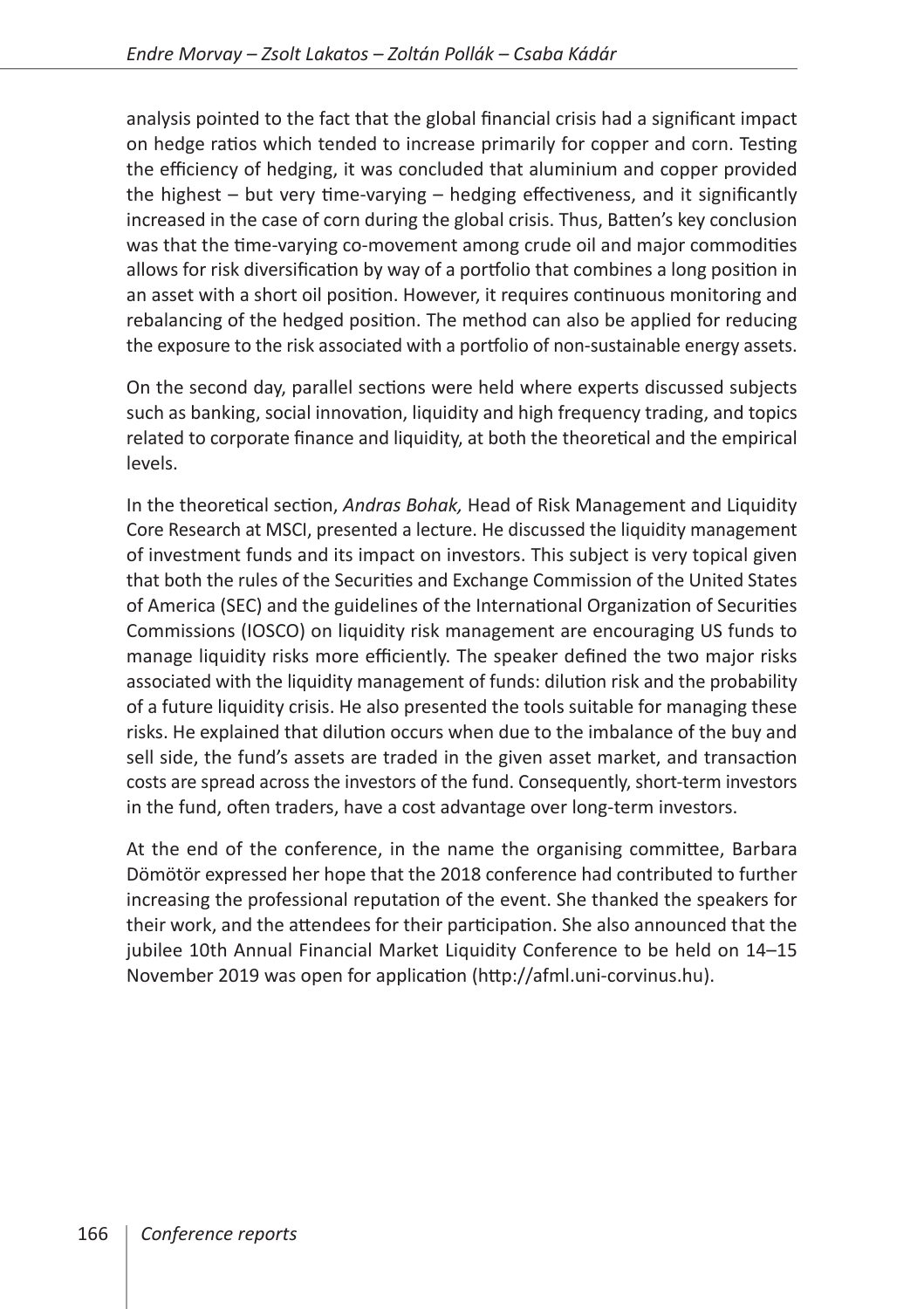analysis pointed to the fact that the global financial crisis had a significant impact on hedge ratios which tended to increase primarily for copper and corn. Testing the efficiency of hedging, it was concluded that aluminium and copper provided the highest – but very time-varying – hedging effectiveness, and it significantly increased in the case of corn during the global crisis. Thus, Batten's key conclusion was that the time-varying co-movement among crude oil and major commodities allows for risk diversification by way of a portfolio that combines a long position in an asset with a short oil position. However, it requires continuous monitoring and rebalancing of the hedged position. The method can also be applied for reducing the exposure to the risk associated with a portfolio of non-sustainable energy assets.

On the second day, parallel sections were held where experts discussed subjects such as banking, social innovation, liquidity and high frequency trading, and topics related to corporate finance and liquidity, at both the theoretical and the empirical levels.

In the theoretical section, *Andras Bohak,* Head of Risk Management and Liquidity Core Research at MSCI, presented a lecture. He discussed the liquidity management of investment funds and its impact on investors. This subject is very topical given that both the rules of the Securities and Exchange Commission of the United States of America (SEC) and the guidelines of the International Organization of Securities Commissions (IOSCO) on liquidity risk management are encouraging US funds to manage liquidity risks more efficiently. The speaker defined the two major risks associated with the liquidity management of funds: dilution risk and the probability of a future liquidity crisis. He also presented the tools suitable for managing these risks. He explained that dilution occurs when due to the imbalance of the buy and sell side, the fund's assets are traded in the given asset market, and transaction costs are spread across the investors of the fund. Consequently, short-term investors in the fund, often traders, have a cost advantage over long-term investors.

At the end of the conference, in the name the organising committee, Barbara Dömötör expressed her hope that the 2018 conference had contributed to further increasing the professional reputation of the event. She thanked the speakers for their work, and the attendees for their participation. She also announced that the jubilee 10th Annual Financial Market Liquidity Conference to be held on 14–15 November 2019 was open for application (http://afml.uni-corvinus.hu).